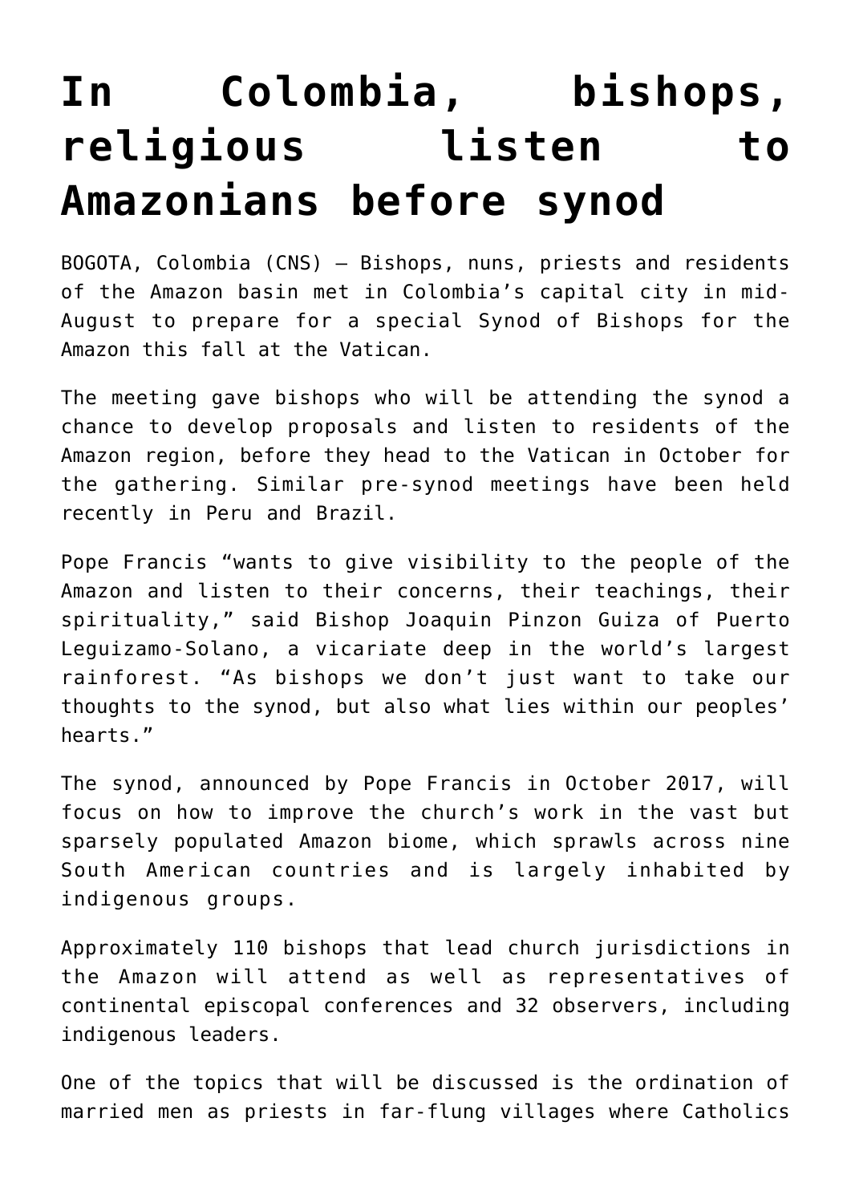# In Colombia, bishops, religious listen to Amazonians before synod

BOGOTA, Colombia (CNS) — Bishops, nuns, priests and residents of the Amazon basin met in Colombia's capital city in mid-August to prepare for a special Synod of Bishops for the Amazon this fall at the Vatican.

The meeting gave bishops who will be attending the synod a chance to develop proposals and listen to residents of the Amazon region, before they head to the Vatican in October for the gathering. Similar pre-synod meetings have been held recently in Peru and Brazil.

Pope Francis "wants to give visibility to the people of the Amazon and listen to their concerns, their teachings, their spirituality," said Bishop Joaquin Pinzon Guiza of Puerto Leguizamo-Solano, a vicariate deep in the world's largest rainforest. "As bishops we don't just want to take our thoughts to the synod, but also what lies within our peoples' hearts."

The synod, announced by Pope Francis in October 2017, will focus on how to improve the church's work in the vast but sparsely populated Amazon biome, which sprawls across nine South American countries and is largely inhabited by indigenous groups.

Approximately 110 bishops that lead church jurisdictions in the Amazon will attend as well as representatives of continental episcopal conferences and 32 observers, including indigenous leaders.

One of the topics that will be discussed is the ordination of married men as priests in far-flung villages where Catholics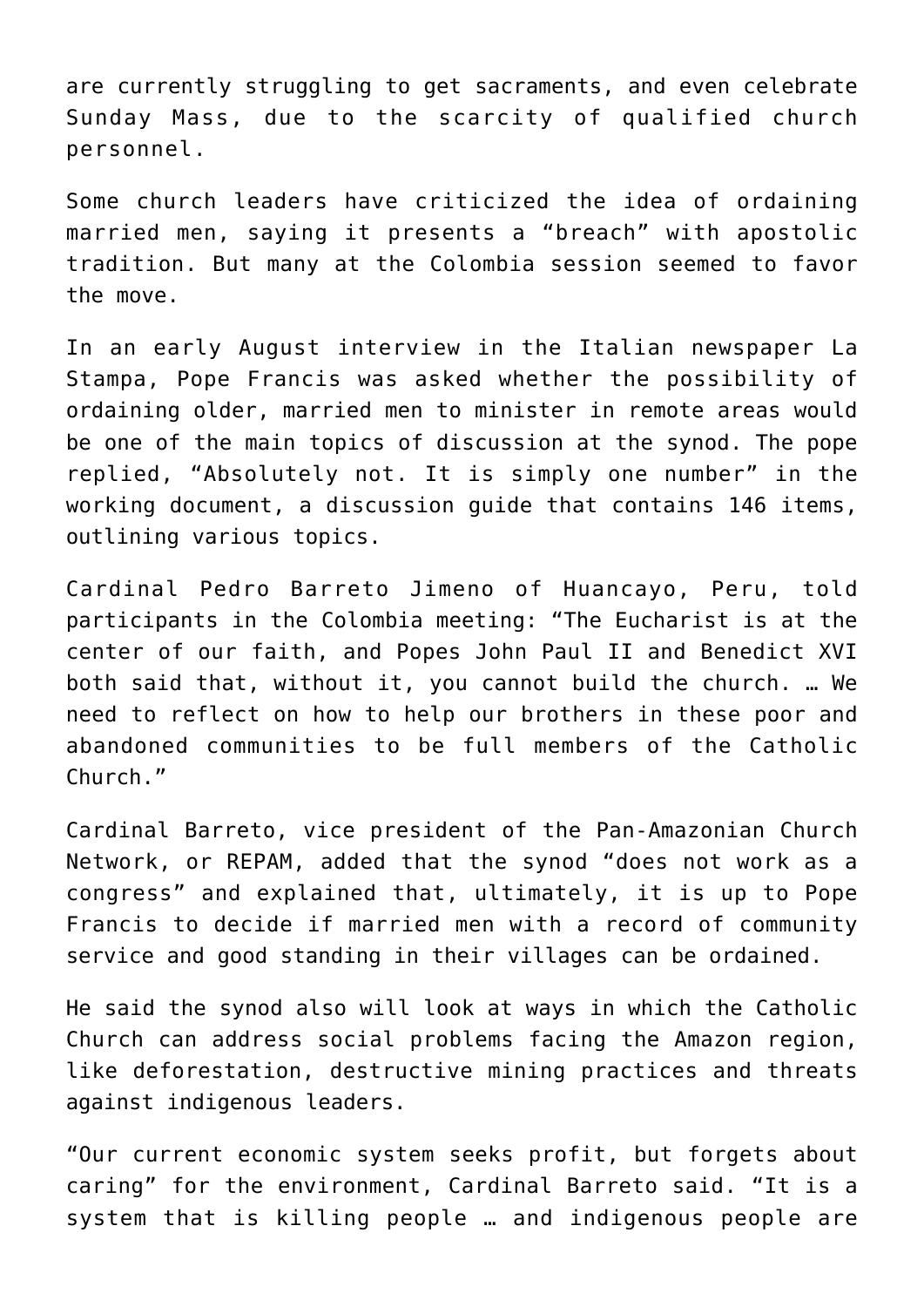are currently struggling to get sacraments, and even celebrate Sunday Mass, due to the scarcity of qualified church personnel.

Some church leaders have criticized the idea of ordaining married men, saying it presents a "breach" with apostolic tradition. But many at the Colombia session seemed to favor the move.

In an early August interview in the Italian newspaper La Stampa, Pope Francis was asked whether the possibility of ordaining older, married men to minister in remote areas would be one of the main topics of discussion at the synod. The pope replied, "Absolutely not. It is simply one number" in the working document, a discussion guide that contains 146 items, outlining various topics.

Cardinal Pedro Barreto Jimeno of Huancayo, Peru, told participants in the Colombia meeting: "The Eucharist is at the center of our faith, and Popes John Paul II and Benedict XVI both said that, without it, you cannot build the church. … We need to reflect on how to help our brothers in these poor and abandoned communities to be full members of the Catholic Church."

Cardinal Barreto, vice president of the Pan-Amazonian Church Network, or REPAM, added that the synod "does not work as a congress" and explained that, ultimately, it is up to Pope Francis to decide if married men with a record of community service and good standing in their villages can be ordained.

He said the synod also will look at ways in which the Catholic Church can address social problems facing the Amazon region, like deforestation, destructive mining practices and threats against indigenous leaders.

"Our current economic system seeks profit, but forgets about caring" for the environment, Cardinal Barreto said. "It is a system that is killing people … and indigenous people are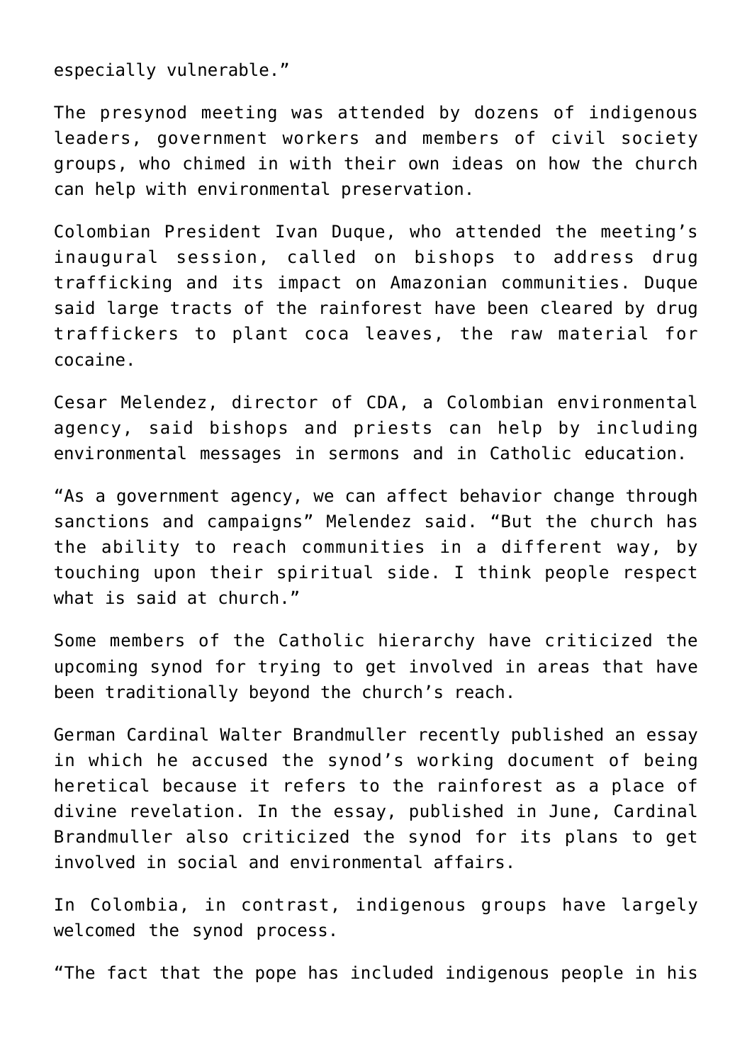especially vulnerable."

The presynod meeting was attended by dozens of indigenous leaders, government workers and members of civil society groups, who chimed in with their own ideas on how the church can help with environmental preservation.

Colombian President Ivan Duque, who attended the meeting's inaugural session, called on bishops to address drug trafficking and its impact on Amazonian communities. Duque said large tracts of the rainforest have been cleared by drug traffickers to plant coca leaves, the raw material for cocaine.

Cesar Melendez, director of CDA, a Colombian environmental agency, said bishops and priests can help by including environmental messages in sermons and in Catholic education.

"As a government agency, we can affect behavior change through sanctions and campaigns" Melendez said. "But the church has the ability to reach communities in a different way, by touching upon their spiritual side. I think people respect what is said at church."

Some members of the Catholic hierarchy have criticized the upcoming synod for trying to get involved in areas that have been traditionally beyond the church's reach.

German Cardinal Walter Brandmuller recently published an essay in which he accused the synod's working document of being heretical because it refers to the rainforest as a place of divine revelation. In the essay, published in June, Cardinal Brandmuller also criticized the synod for its plans to get involved in social and environmental affairs.

In Colombia, in contrast, indigenous groups have largely welcomed the synod process.

"The fact that the pope has included indigenous people in his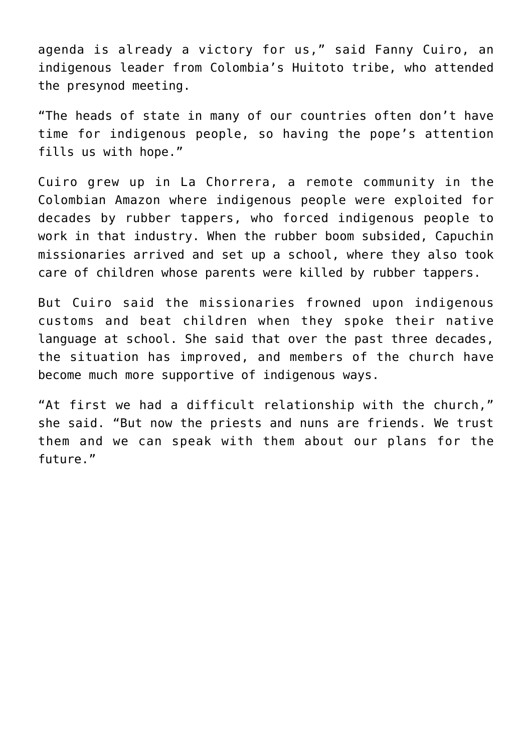agenda is already a victory for us," said Fanny Cuiro, an indigenous leader from Colombia's Huitoto tribe, who attended the presynod meeting.

"The heads of state in many of our countries often don't have time for indigenous people, so having the pope's attention fills us with hope."

Cuiro grew up in La Chorrera, a remote community in the Colombian Amazon where indigenous people were exploited for decades by rubber tappers, who forced indigenous people to work in that industry. When the rubber boom subsided, Capuchin missionaries arrived and set up a school, where they also took care of children whose parents were killed by rubber tappers.

But Cuiro said the missionaries frowned upon indigenous customs and beat children when they spoke their native language at school. She said that over the past three decades, the situation has improved, and members of the church have become much more supportive of indigenous ways.

"At first we had a difficult relationship with the church," she said. "But now the priests and nuns are friends. We trust them and we can speak with them about our plans for the future."